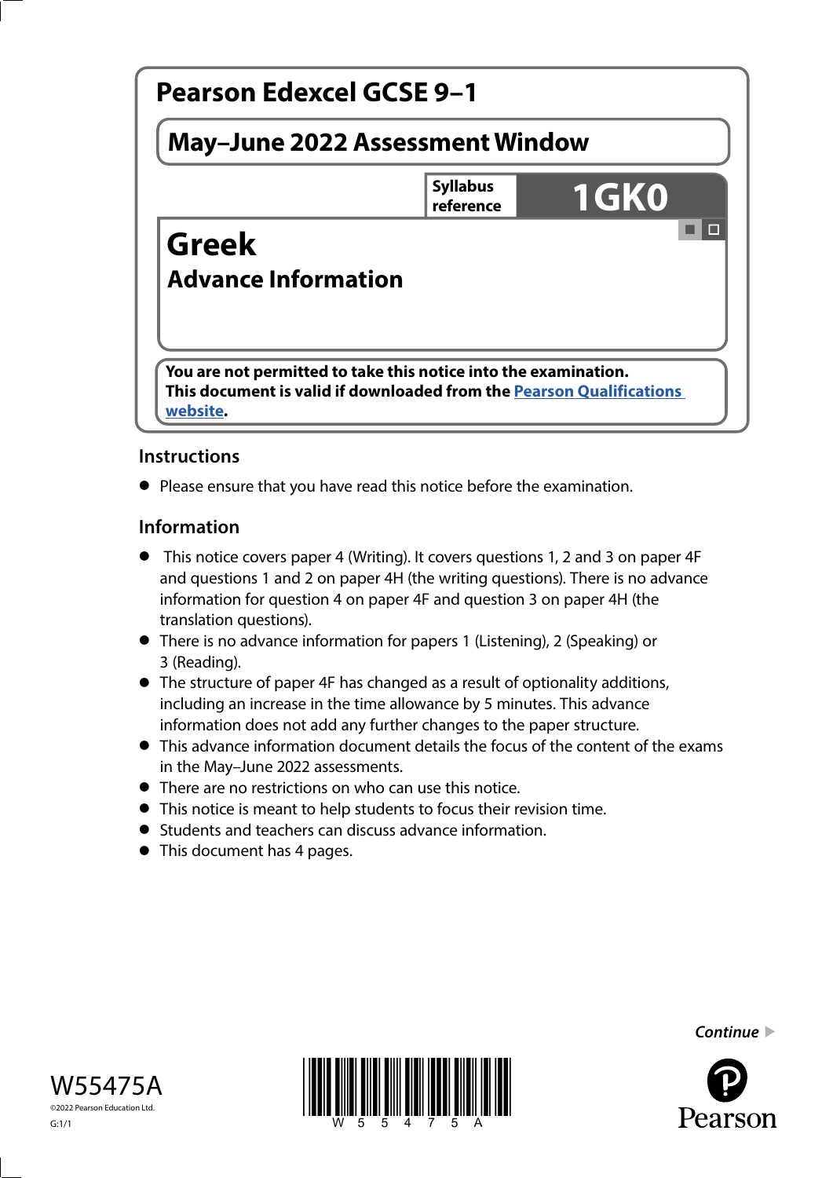# Pearson Edexcel GCSE 9–1

## May–June 2022 Assessment Window

**Syllabus reference** **1GK0**

# Greek

## Advance Information

**You are not permitted to take this notice into the examination.**
**This document is valid if downloaded from the Pearson Qualifications website.**

### Instructions

- Please ensure that you have read this notice before the examination.

### Information

- This notice covers paper 4 (Writing). It covers questions 1, 2 and 3 on paper 4F and questions 1 and 2 on paper 4H (the writing questions). There is no advance information for question 4 on paper 4F and question 3 on paper 4H (the translation questions).
- There is no advance information for papers 1 (Listening), 2 (Speaking) or 3 (Reading).
- The structure of paper 4F has changed as a result of optionality additions, including an increase in the time allowance by 5 minutes. This advance information does not add any further changes to the paper structure.
- This advance information document details the focus of the content of the exams in the May–June 2022 assessments.
- There are no restrictions on who can use this notice.
- This notice is meant to help students to focus their revision time.
- Students and teachers can discuss advance information.
- This document has 4 pages.

*Continue*

W55475A

©2022 Pearson Education Ltd.

G:1/1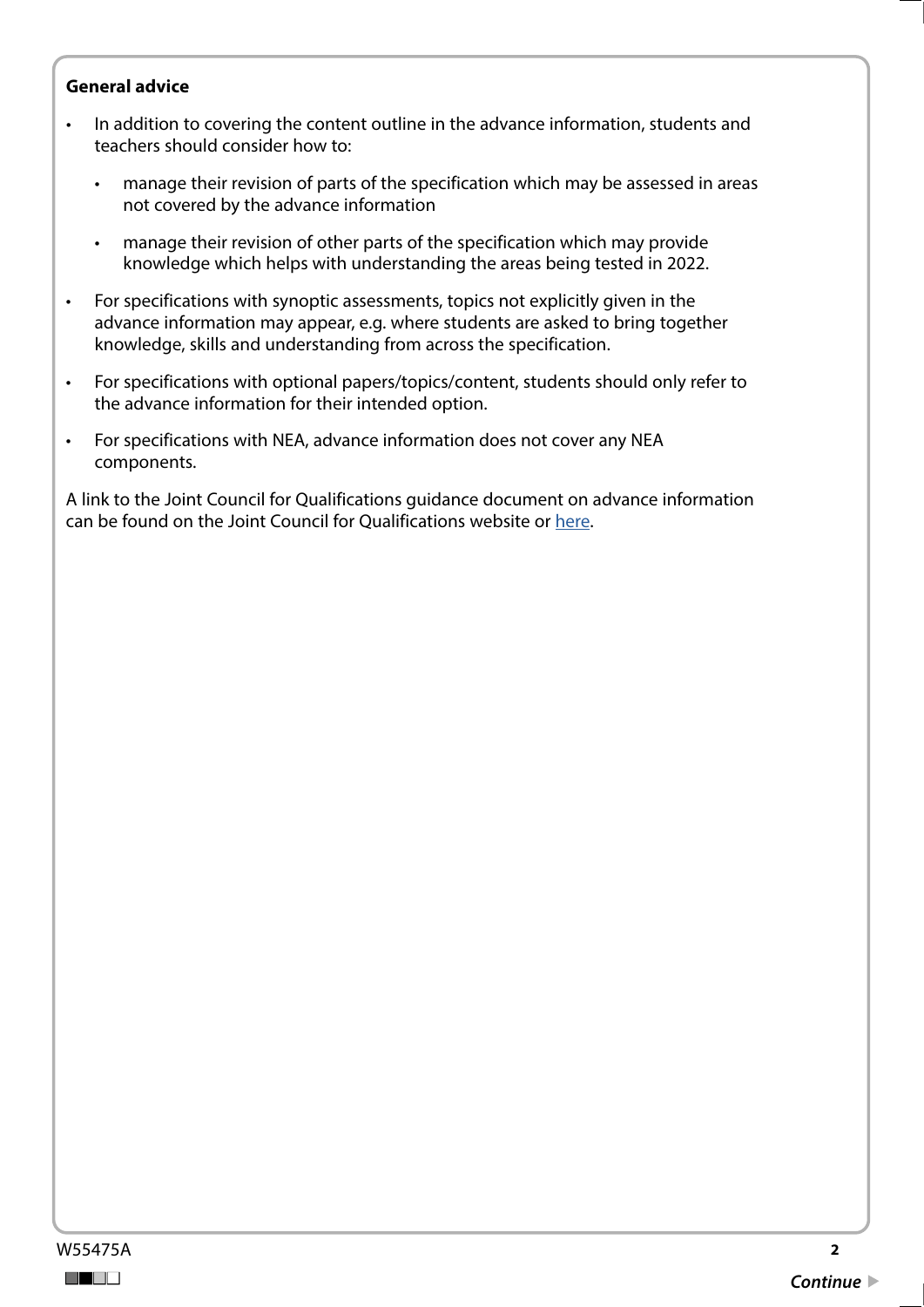**General advice**

- In addition to covering the content outline in the advance information, students and teachers should consider how to:
  - manage their revision of parts of the specification which may be assessed in areas not covered by the advance information
  - manage their revision of other parts of the specification which may provide knowledge which helps with understanding the areas being tested in 2022.
- For specifications with synoptic assessments, topics not explicitly given in the advance information may appear, e.g. where students are asked to bring together knowledge, skills and understanding from across the specification.
- For specifications with optional papers/topics/content, students should only refer to the advance information for their intended option.
- For specifications with NEA, advance information does not cover any NEA components.

A link to the Joint Council for Qualifications guidance document on advance information can be found on the Joint Council for Qualifications website or here.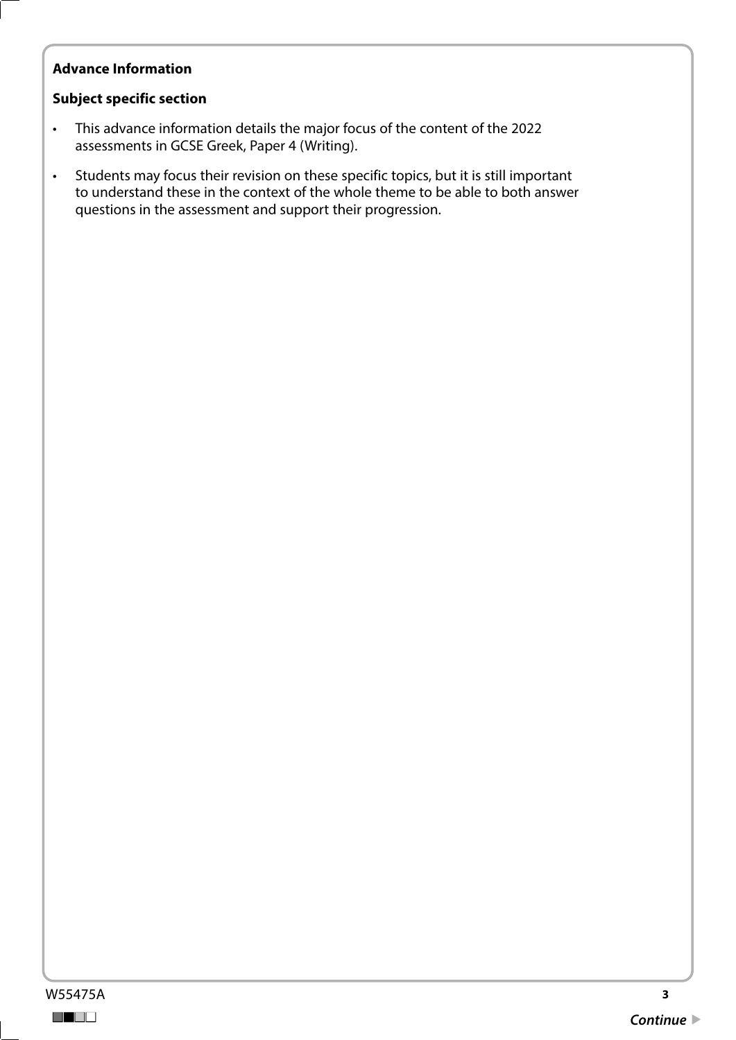**Advance Information**

**Subject specific section**

- This advance information details the major focus of the content of the 2022 assessments in GCSE Greek, Paper 4 (Writing).
- Students may focus their revision on these specific topics, but it is still important to understand these in the context of the whole theme to be able to both answer questions in the assessment and support their progression.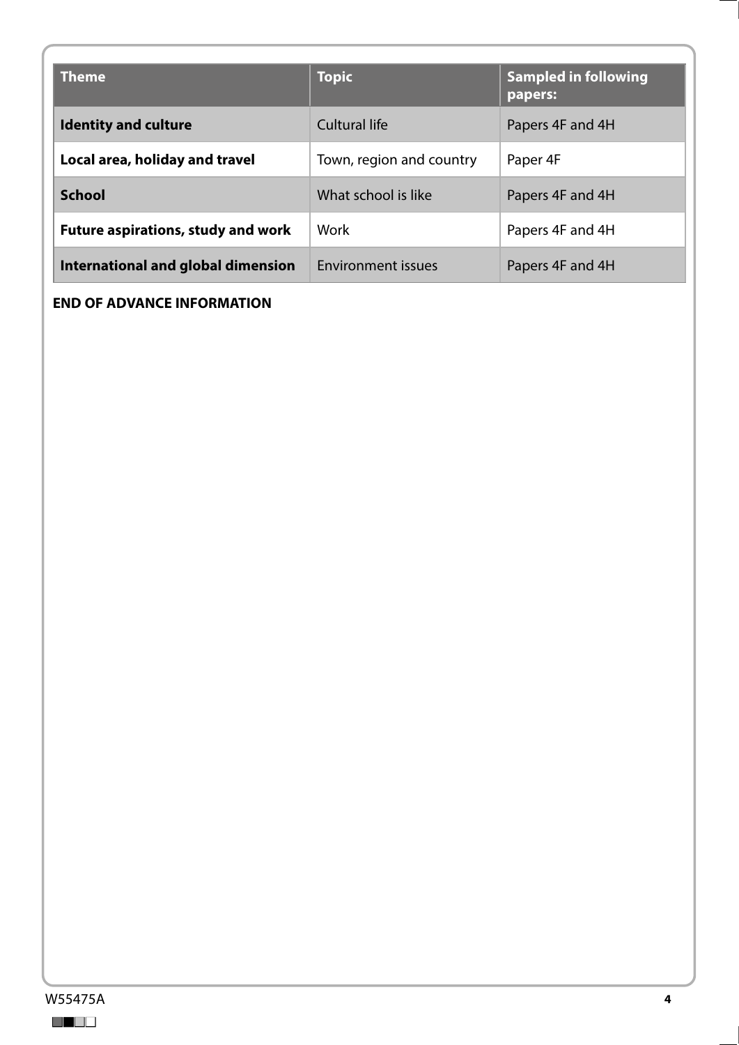| Theme | Topic | Sampled in following papers: |
| --- | --- | --- |
| **Identity and culture** | Cultural life | Papers 4F and 4H |
| **Local area, holiday and travel** | Town, region and country | Paper 4F |
| **School** | What school is like | Papers 4F and 4H |
| **Future aspirations, study and work** | Work | Papers 4F and 4H |
| **International and global dimension** | Environment issues | Papers 4F and 4H |

**END OF ADVANCE INFORMATION**